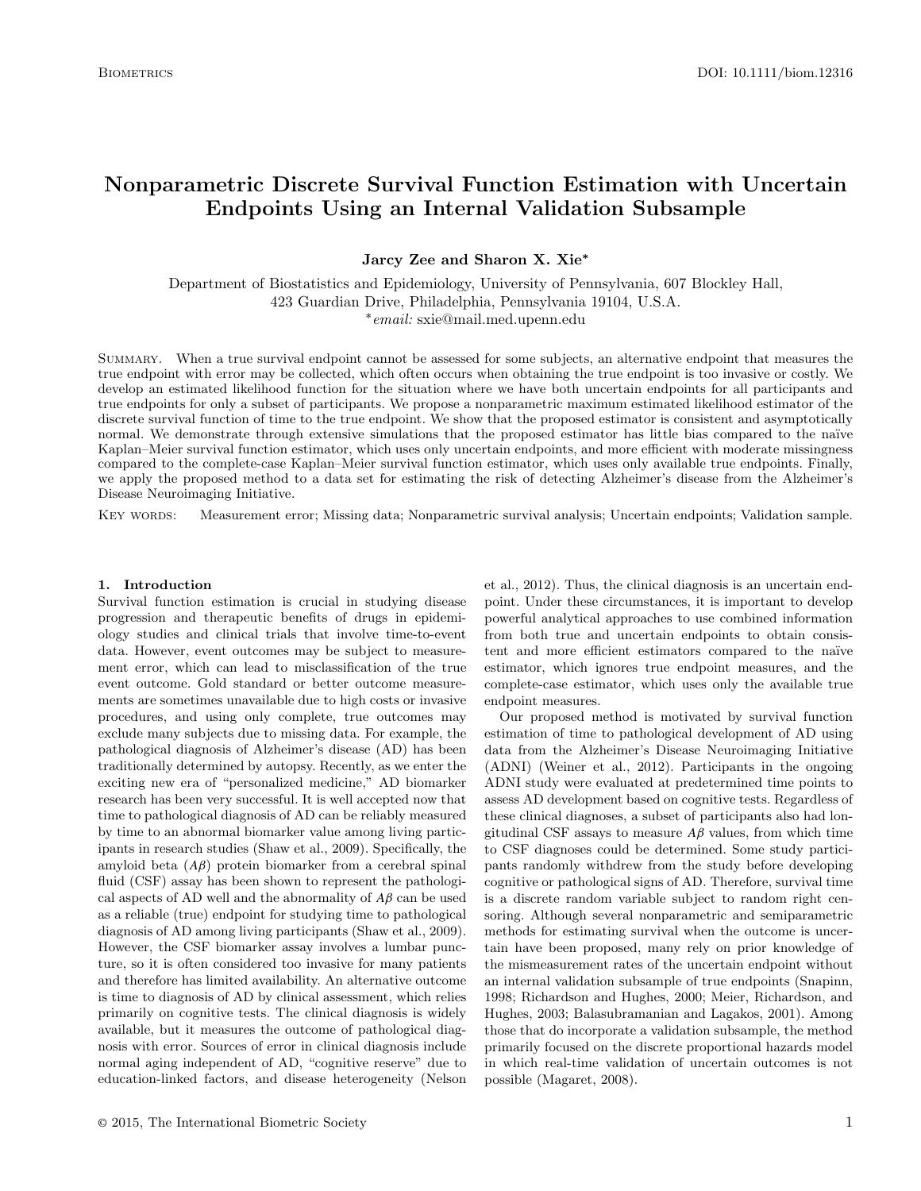# Nonparametric Discrete Survival Function Estimation with Uncertain Endpoints Using an Internal Validation Subsample

**Jarcy Zee and Sharon X. Xie***

Department of Biostatistics and Epidemiology, University of Pennsylvania, 607 Blockley Hall, 423 Guardian Drive, Philadelphia, Pennsylvania 19104, U.S.A.
*email: sxie@mail.med.upenn.edu

Summary. When a true survival endpoint cannot be assessed for some subjects, an alternative endpoint that measures the true endpoint with error may be collected, which often occurs when obtaining the true endpoint is too invasive or costly. We develop an estimated likelihood function for the situation where we have both uncertain endpoints for all participants and true endpoints for only a subset of participants. We propose a nonparametric maximum estimated likelihood estimator of the discrete survival function of time to the true endpoint. We show that the proposed estimator is consistent and asymptotically normal. We demonstrate through extensive simulations that the proposed estimator has little bias compared to the naïve Kaplan–Meier survival function estimator, which uses only uncertain endpoints, and more efficient with moderate missingness compared to the complete-case Kaplan–Meier survival function estimator, which uses only available true endpoints. Finally, we apply the proposed method to a data set for estimating the risk of detecting Alzheimer's disease from the Alzheimer's Disease Neuroimaging Initiative.

Key words: Measurement error; Missing data; Nonparametric survival analysis; Uncertain endpoints; Validation sample.

## 1. Introduction

Survival function estimation is crucial in studying disease progression and therapeutic benefits of drugs in epidemiology studies and clinical trials that involve time-to-event data. However, event outcomes may be subject to measurement error, which can lead to misclassification of the true event outcome. Gold standard or better outcome measurements are sometimes unavailable due to high costs or invasive procedures, and using only complete, true outcomes may exclude many subjects due to missing data. For example, the pathological diagnosis of Alzheimer's disease (AD) has been traditionally determined by autopsy. Recently, as we enter the exciting new era of "personalized medicine," AD biomarker research has been very successful. It is well accepted now that time to pathological diagnosis of AD can be reliably measured by time to an abnormal biomarker value among living participants in research studies (Shaw et al., 2009). Specifically, the amyloid beta ($A\beta$) protein biomarker from a cerebral spinal fluid (CSF) assay has been shown to represent the pathological aspects of AD well and the abnormality of $A\beta$ can be used as a reliable (true) endpoint for studying time to pathological diagnosis of AD among living participants (Shaw et al., 2009). However, the CSF biomarker assay involves a lumbar puncture, so it is often considered too invasive for many patients and therefore has limited availability. An alternative outcome is time to diagnosis of AD by clinical assessment, which relies primarily on cognitive tests. The clinical diagnosis is widely available, but it measures the outcome of pathological diagnosis with error. Sources of error in clinical diagnosis include normal aging independent of AD, "cognitive reserve" due to education-linked factors, and disease heterogeneity (Nelson et al., 2012). Thus, the clinical diagnosis is an uncertain endpoint. Under these circumstances, it is important to develop powerful analytical approaches to use combined information from both true and uncertain endpoints to obtain consistent and more efficient estimators compared to the naïve estimator, which ignores true endpoint measures, and the complete-case estimator, which uses only the available true endpoint measures.

Our proposed method is motivated by survival function estimation of time to pathological development of AD using data from the Alzheimer's Disease Neuroimaging Initiative (ADNI) (Weiner et al., 2012). Participants in the ongoing ADNI study were evaluated at predetermined time points to assess AD development based on cognitive tests. Regardless of these clinical diagnoses, a subset of participants also had longitudinal CSF assays to measure $A\beta$ values, from which time to CSF diagnoses could be determined. Some study participants randomly withdrew from the study before developing cognitive or pathological signs of AD. Therefore, survival time is a discrete random variable subject to random right censoring. Although several nonparametric and semiparametric methods for estimating survival when the outcome is uncertain have been proposed, many rely on prior knowledge of the mismeasurement rates of the uncertain endpoint without an internal validation subsample of true endpoints (Snapinn, 1998; Richardson and Hughes, 2000; Meier, Richardson, and Hughes, 2003; Balasubramanian and Lagakos, 2001). Among those that do incorporate a validation subsample, the method primarily focused on the discrete proportional hazards model in which real-time validation of uncertain outcomes is not possible (Magaret, 2008).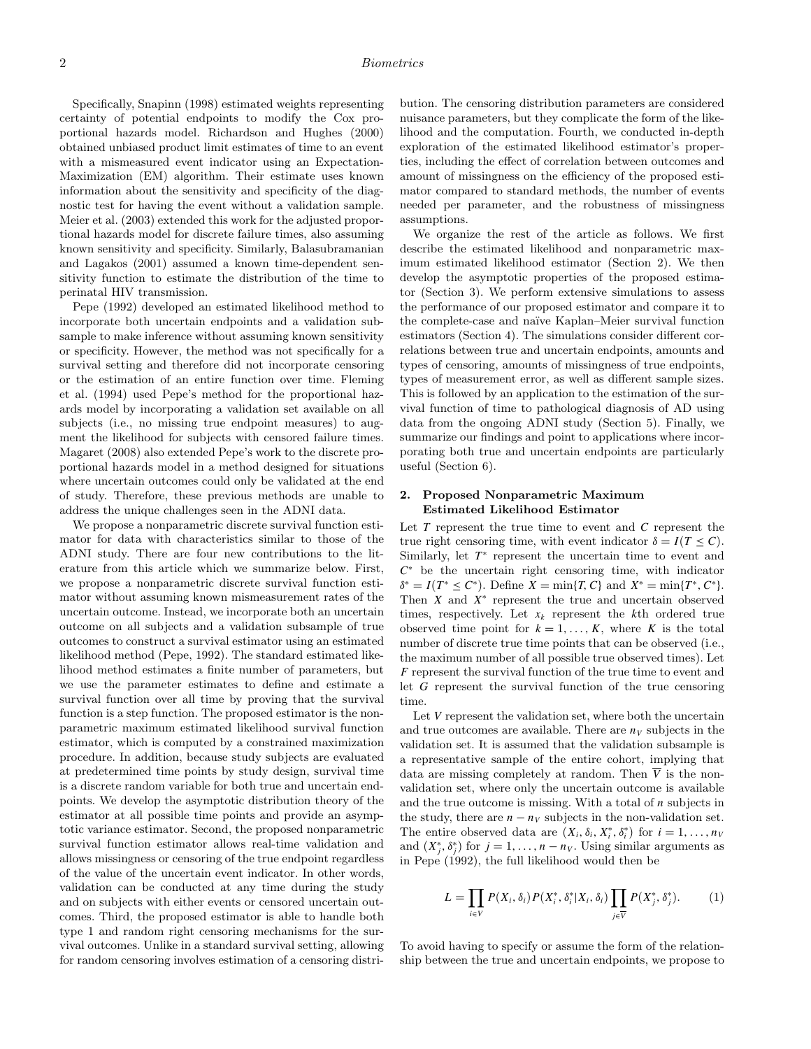Specifically, Snapinn (1998) estimated weights representing certainty of potential endpoints to modify the Cox proportional hazards model. Richardson and Hughes (2000) obtained unbiased product limit estimates of time to an event with a mismeasured event indicator using an Expectation-Maximization (EM) algorithm. Their estimate uses known information about the sensitivity and specificity of the diagnostic test for having the event without a validation sample. Meier et al. (2003) extended this work for the adjusted proportional hazards model for discrete failure times, also assuming known sensitivity and specificity. Similarly, Balasubramanian and Lagakos (2001) assumed a known time-dependent sensitivity function to estimate the distribution of the time to perinatal HIV transmission.

Pepe (1992) developed an estimated likelihood method to incorporate both uncertain endpoints and a validation subsample to make inference without assuming known sensitivity or specificity. However, the method was not specifically for a survival setting and therefore did not incorporate censoring or the estimation of an entire function over time. Fleming et al. (1994) used Pepe's method for the proportional hazards model by incorporating a validation set available on all subjects (i.e., no missing true endpoint measures) to augment the likelihood for subjects with censored failure times. Magaret (2008) also extended Pepe's work to the discrete proportional hazards model in a method designed for situations where uncertain outcomes could only be validated at the end of study. Therefore, these previous methods are unable to address the unique challenges seen in the ADNI data.

We propose a nonparametric discrete survival function estimator for data with characteristics similar to those of the ADNI study. There are four new contributions to the literature from this article which we summarize below. First, we propose a nonparametric discrete survival function estimator without assuming known mismeasurement rates of the uncertain outcome. Instead, we incorporate both an uncertain outcome on all subjects and a validation subsample of true outcomes to construct a survival estimator using an estimated likelihood method (Pepe, 1992). The standard estimated likelihood method estimates a finite number of parameters, but we use the parameter estimates to define and estimate a survival function over all time by proving that the survival function is a step function. The proposed estimator is the nonparametric maximum estimated likelihood survival function estimator, which is computed by a constrained maximization procedure. In addition, because study subjects are evaluated at predetermined time points by study design, survival time is a discrete random variable for both true and uncertain endpoints. We develop the asymptotic distribution theory of the estimator at all possible time points and provide an asymptotic variance estimator. Second, the proposed nonparametric survival function estimator allows real-time validation and allows missingness or censoring of the true endpoint regardless of the value of the uncertain event indicator. In other words, validation can be conducted at any time during the study and on subjects with either events or censored uncertain outcomes. Third, the proposed estimator is able to handle both type 1 and random right censoring mechanisms for the survival outcomes. Unlike in a standard survival setting, allowing for random censoring involves estimation of a censoring distribution. The censoring distribution parameters are considered nuisance parameters, but they complicate the form of the likelihood and the computation. Fourth, we conducted in-depth exploration of the estimated likelihood estimator's properties, including the effect of correlation between outcomes and amount of missingness on the efficiency of the proposed estimator compared to standard methods, the number of events needed per parameter, and the robustness of missingness assumptions.

We organize the rest of the article as follows. We first describe the estimated likelihood and nonparametric maximum estimated likelihood estimator (Section 2). We then develop the asymptotic properties of the proposed estimator (Section 3). We perform extensive simulations to assess the performance of our proposed estimator and compare it to the complete-case and naïve Kaplan–Meier survival function estimators (Section 4). The simulations consider different correlations between true and uncertain endpoints, amounts and types of censoring, amounts of missingness of true endpoints, types of measurement error, as well as different sample sizes. This is followed by an application to the estimation of the survival function of time to pathological diagnosis of AD using data from the ongoing ADNI study (Section 5). Finally, we summarize our findings and point to applications where incorporating both true and uncertain endpoints are particularly useful (Section 6).

## 2. Proposed Nonparametric Maximum Estimated Likelihood Estimator

Let $T$ represent the true time to event and $C$ represent the true right censoring time, with event indicator $\delta = I(T \leq C)$. Similarly, let $T^*$ represent the uncertain time to event and $C^*$ be the uncertain right censoring time, with indicator $\delta^* = I(T^* \leq C^*)$. Define $X = \min\{T, C\}$ and $X^* = \min\{T^*, C^*\}$. Then $X$ and $X^*$ represent the true and uncertain observed times, respectively. Let $x_k$ represent the $k$th ordered true observed time point for $k = 1, \ldots, K$, where $K$ is the total number of discrete true time points that can be observed (i.e., the maximum number of all possible true observed times). Let $F$ represent the survival function of the true time to event and let $G$ represent the survival function of the true censoring time.

Let $V$ represent the validation set, where both the uncertain and true outcomes are available. There are $n_V$ subjects in the validation set. It is assumed that the validation subsample is a representative sample of the entire cohort, implying that data are missing completely at random. Then $\overline{V}$ is the non-validation set, where only the uncertain outcome is available and the true outcome is missing. With a total of $n$ subjects in the study, there are $n - n_V$ subjects in the non-validation set. The entire observed data are $(X_i, \delta_i, X_i^*, \delta_i^*)$ for $i = 1, \ldots, n_V$ and $(X_j^*, \delta_j^*)$ for $j = 1, \ldots, n - n_V$. Using similar arguments as in Pepe (1992), the full likelihood would then be

$$L = \prod_{i \in V} P(X_i, \delta_i) P(X_i^*, \delta_i^* | X_i, \delta_i) \prod_{j \in \overline{V}} P(X_j^*, \delta_j^*). \qquad (1)$$

To avoid having to specify or assume the form of the relationship between the true and uncertain endpoints, we propose to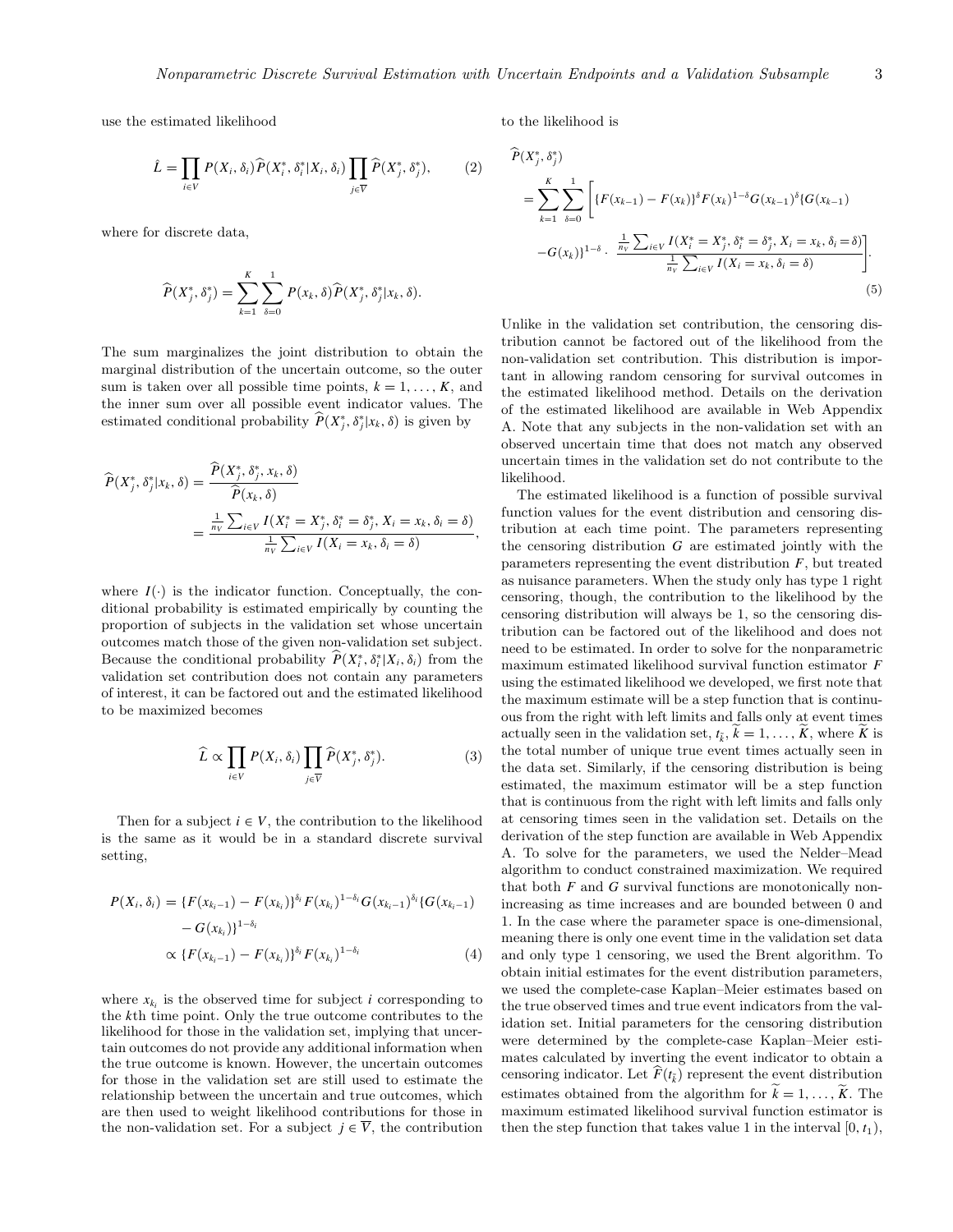use the estimated likelihood

$$\hat{L} = \prod_{i \in V} P(X_i, \delta_i) \widehat{P}(X_i^*, \delta_i^* | X_i, \delta_i) \prod_{j \in \overline{V}} \widehat{P}(X_j^*, \delta_j^*), \tag{2}$$

where for discrete data,

$$\widehat{P}(X_j^*, \delta_j^*) = \sum_{k=1}^{K} \sum_{\delta=0}^{1} P(x_k, \delta) \widehat{P}(X_j^*, \delta_j^* | x_k, \delta).$$

The sum marginalizes the joint distribution to obtain the marginal distribution of the uncertain outcome, so the outer sum is taken over all possible time points, $k = 1, \ldots, K$, and the inner sum over all possible event indicator values. The estimated conditional probability $\widehat{P}(X_j^*, \delta_j^* | x_k, \delta)$ is given by

$$\begin{aligned}
\widehat{P}(X_j^*, \delta_j^* | x_k, \delta) &= \frac{\widehat{P}(X_j^*, \delta_j^*, x_k, \delta)}{\widehat{P}(x_k, \delta)} \\
&= \frac{\frac{1}{n_V} \sum_{i \in V} I(X_i^* = X_j^*, \delta_i^* = \delta_j^*, X_i = x_k, \delta_i = \delta)}{\frac{1}{n_V} \sum_{i \in V} I(X_i = x_k, \delta_i = \delta)},
\end{aligned}$$

where $I(\cdot)$ is the indicator function. Conceptually, the conditional probability is estimated empirically by counting the proportion of subjects in the validation set whose uncertain outcomes match those of the given non-validation set subject. Because the conditional probability $\widehat{P}(X_i^*, \delta_i^* | X_i, \delta_i)$ from the validation set contribution does not contain any parameters of interest, it can be factored out and the estimated likelihood to be maximized becomes

$$\widehat{L} \propto \prod_{i \in V} P(X_i, \delta_i) \prod_{j \in \overline{V}} \widehat{P}(X_j^*, \delta_j^*). \tag{3}$$

Then for a subject $i \in V$, the contribution to the likelihood is the same as it would be in a standard discrete survival setting,

$$\begin{aligned}
P(X_i, \delta_i) &= \{F(x_{k_i - 1}) - F(x_{k_i})\}^{\delta_i} F(x_{k_i})^{1-\delta_i} G(x_{k_i - 1})^{\delta_i} \{G(x_{k_i - 1}) \\
&\quad - G(x_{k_i})\}^{1-\delta_i} \\
&\propto \{F(x_{k_i - 1}) - F(x_{k_i})\}^{\delta_i} F(x_{k_i})^{1-\delta_i}
\end{aligned} \tag{4}$$

where $x_{k_i}$ is the observed time for subject $i$ corresponding to the $k$th time point. Only the true outcome contributes to the likelihood for those in the validation set, implying that uncertain outcomes do not provide any additional information when the true outcome is known. However, the uncertain outcomes for those in the validation set are still used to estimate the relationship between the uncertain and true outcomes, which are then used to weight likelihood contributions for those in the non-validation set. For a subject $j \in \overline{V}$, the contribution to the likelihood is

$$\begin{aligned}
&\widehat{P}(X_j^*, \delta_j^*) \\
&= \sum_{k=1}^{K} \sum_{\delta=0}^{1} \Bigg[ \{F(x_{k-1}) - F(x_k)\}^{\delta} F(x_k)^{1-\delta} G(x_{k-1})^{\delta} \{G(x_{k-1}) \\
&\quad - G(x_k)\}^{1-\delta} \cdot \frac{\frac{1}{n_V} \sum_{i \in V} I(X_i^* = X_j^*, \delta_i^* = \delta_j^*, X_i = x_k, \delta_i = \delta)}{\frac{1}{n_V} \sum_{i \in V} I(X_i = x_k, \delta_i = \delta)} \Bigg].
\end{aligned} \tag{5}$$

Unlike in the validation set contribution, the censoring distribution cannot be factored out of the likelihood from the non-validation set contribution. This distribution is important in allowing random censoring for survival outcomes in the estimated likelihood method. Details on the derivation of the estimated likelihood are available in Web Appendix A. Note that any subjects in the non-validation set with an observed uncertain time that does not match any observed uncertain times in the validation set do not contribute to the likelihood.

The estimated likelihood is a function of possible survival function values for the event distribution and censoring distribution at each time point. The parameters representing the censoring distribution $G$ are estimated jointly with the parameters representing the event distribution $F$, but treated as nuisance parameters. When the study only has type 1 right censoring, though, the contribution to the likelihood by the censoring distribution will always be 1, so the censoring distribution can be factored out of the likelihood and does not need to be estimated. In order to solve for the nonparametric maximum estimated likelihood survival function estimator $F$ using the estimated likelihood we developed, we first note that the maximum estimate will be a step function that is continuous from the right with left limits and falls only at event times actually seen in the validation set, $t_{\tilde{k}}$, $\tilde{k} = 1, \ldots, \widetilde{K}$, where $\widetilde{K}$ is the total number of unique true event times actually seen in the data set. Similarly, if the censoring distribution is being estimated, the maximum estimator will be a step function that is continuous from the right with left limits and falls only at censoring times seen in the validation set. Details on the derivation of the step function are available in Web Appendix A. To solve for the parameters, we used the Nelder–Mead algorithm to conduct constrained maximization. We required that both $F$ and $G$ survival functions are monotonically nonincreasing as time increases and are bounded between 0 and 1. In the case where the parameter space is one-dimensional, meaning there is only one event time in the validation set data and only type 1 censoring, we used the Brent algorithm. To obtain initial estimates for the event distribution parameters, we used the complete-case Kaplan–Meier estimates based on the true observed times and true event indicators from the validation set. Initial parameters for the censoring distribution were determined by the complete-case Kaplan–Meier estimates calculated by inverting the event indicator to obtain a censoring indicator. Let $\widehat{F}(t_{\tilde{k}})$ represent the event distribution estimates obtained from the algorithm for $\tilde{k} = 1, \ldots, \widetilde{K}$. The maximum estimated likelihood survival function estimator is then the step function that takes value 1 in the interval $[0, t_1)$,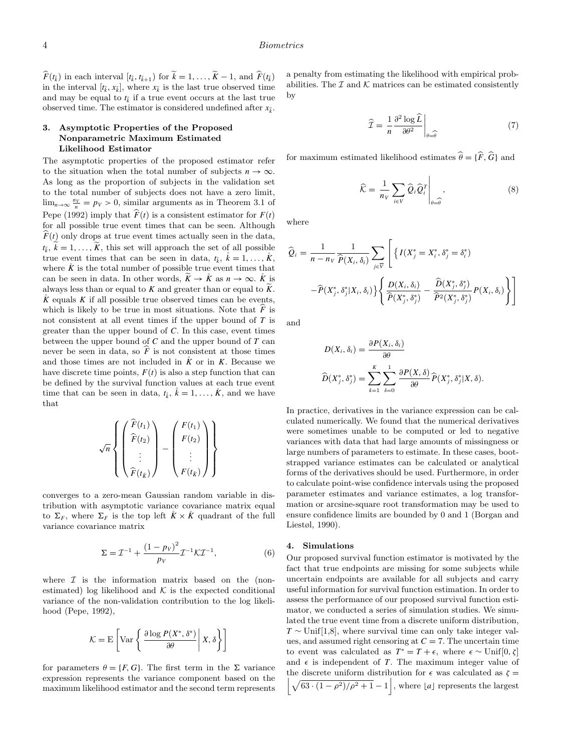$\widehat{F}(t_{\tilde{k}})$ in each interval $[t_{\tilde{k}}, t_{\tilde{k}+1})$ for $\widetilde{k} = 1, \ldots, \widetilde{K}-1$, and $\widehat{F}(t_{\tilde{k}})$ in the interval $[t_{\tilde{k}}, x_{\tilde{k}}]$, where $x_{\tilde{k}}$ is the last true observed time and may be equal to $t_{\tilde{k}}$ if a true event occurs at the last true observed time. The estimator is considered undefined after $x_{\tilde{k}}$.

## 3. Asymptotic Properties of the Proposed Nonparametric Maximum Estimated Likelihood Estimator

The asymptotic properties of the proposed estimator refer to the situation when the total number of subjects $n \to \infty$. As long as the proportion of subjects in the validation set to the total number of subjects does not have a zero limit, $\lim_{n\to\infty} \frac{n_V}{n} = p_V > 0$, similar arguments as in Theorem 3.1 of Pepe (1992) imply that $\widehat{F}(t)$ is a consistent estimator for $F(t)$ for all possible true event times that can be seen. Although $\widehat{F}(t)$ only drops at true event times actually seen in the data, $t_{\tilde{k}}$, $\widetilde{k} = 1, \ldots, \widetilde{K}$, this set will approach the set of all possible true event times that can be seen in data, $t_{\mathring{k}}$, $\mathring{k} = 1, \ldots, \mathring{K}$, where $\mathring{K}$ is the total number of possible true event times that can be seen in data. In other words, $\widetilde{K} \to \mathring{K}$ as $n \to \infty$. $\mathring{K}$ is always less than or equal to $K$ and greater than or equal to $\widetilde{K}$. $\mathring{K}$ equals $K$ if all possible true observed times can be events, which is likely to be true in most situations. Note that $\widehat{F}$ is not consistent at all event times if the upper bound of $T$ is greater than the upper bound of $C$. In this case, event times between the upper bound of $C$ and the upper bound of $T$ can never be seen in data, so $\widehat{F}$ is not consistent at those times and those times are not included in $\mathring{K}$ or in $K$. Because we have discrete time points, $F(t)$ is also a step function that can be defined by the survival function values at each true event time that can be seen in data, $t_{\mathring{k}}$, $\mathring{k} = 1, \ldots, \mathring{K}$, and we have that

$$\sqrt{n}\left\{\begin{pmatrix}\widehat{F}(t_1)\\ \widehat{F}(t_2)\\ \vdots\\ \widehat{F}(t_{\mathring{K}})\end{pmatrix} - \begin{pmatrix}F(t_1)\\ F(t_2)\\ \vdots\\ F(t_{\mathring{K}})\end{pmatrix}\right\}$$

converges to a zero-mean Gaussian random variable in distribution with asymptotic variance covariance matrix equal to $\Sigma_F$, where $\Sigma_F$ is the top left $\mathring{K} \times \mathring{K}$ quadrant of the full variance covariance matrix

$$\Sigma = \mathcal{I}^{-1} + \frac{(1-p_V)^2}{p_V}\mathcal{I}^{-1}\mathcal{K}\mathcal{I}^{-1}, \tag{6}$$

where $\mathcal{I}$ is the information matrix based on the (non-estimated) log likelihood and $\mathcal{K}$ is the expected conditional variance of the non-validation contribution to the log likelihood (Pepe, 1992),

$$\mathcal{K} = \mathrm{E}\left[\mathrm{Var}\left\{\frac{\partial \log P(X^*, \delta^*)}{\partial \theta}\,\middle|\, X, \delta\right\}\right]$$

for parameters $\theta = \{F, G\}$. The first term in the $\Sigma$ variance expression represents the variance component based on the maximum likelihood estimator and the second term represents a penalty from estimating the likelihood with empirical probabilities. The $\mathcal{I}$ and $\mathcal{K}$ matrices can be estimated consistently by

$$\widehat{\mathcal{I}} = \frac{1}{n}\frac{\partial^2 \log \widehat{L}}{\partial \theta^2}\bigg|_{\theta=\widehat{\theta}} \tag{7}$$

for maximum estimated likelihood estimates $\widehat{\theta} = \{\widehat{F}, \widehat{G}\}$ and

$$\widehat{\mathcal{K}} = \frac{1}{n_V}\sum_{i\in V}\widehat{Q}_i\widehat{Q}_i^T\bigg|_{\theta=\widehat{\theta}}, \tag{8}$$

where

$$\widehat{Q}_i = \frac{1}{n-n_V}\frac{1}{\widehat{P}(X_i,\delta_i)}\sum_{j\in\overline{V}}\left[\left\{I(X_j^* = X_i^*, \delta_j^* = \delta_i^*) - \widehat{P}(X_j^*, \delta_j^*|X_i,\delta_i)\right\}\left\{\frac{D(X_i,\delta_i)}{\widehat{P}(X_j^*,\delta_j^*)} - \frac{\widehat{D}(X_j^*,\delta_j^*)}{\widehat{P}^2(X_j^*,\delta_j^*)}P(X_i,\delta_i)\right\}\right]$$

and

$$D(X_i,\delta_i) = \frac{\partial P(X_i,\delta_i)}{\partial\theta}$$

$$\widehat{D}(X_j^*,\delta_j^*) = \sum_{k=1}^{K}\sum_{\delta=0}^{1}\frac{\partial P(X,\delta)}{\partial\theta}\widehat{P}(X_j^*,\delta_j^*|X,\delta).$$

In practice, derivatives in the variance expression can be calculated numerically. We found that the numerical derivatives were sometimes unable to be computed or led to negative variances with data that had large amounts of missingness or large numbers of parameters to estimate. In these cases, bootstrapped variance estimates can be calculated or analytical forms of the derivatives should be used. Furthermore, in order to calculate point-wise confidence intervals using the proposed parameter estimates and variance estimates, a log transformation or arcsine-square root transformation may be used to ensure confidence limits are bounded by 0 and 1 (Borgan and Liestøl, 1990).

## 4. Simulations

Our proposed survival function estimator is motivated by the fact that true endpoints are missing for some subjects while uncertain endpoints are available for all subjects and carry useful information for survival function estimation. In order to assess the performance of our proposed survival function estimator, we conducted a series of simulation studies. We simulated the true event time from a discrete uniform distribution, $T \sim \mathrm{Unif}[1,8]$, where survival time can only take integer values, and assumed right censoring at $C = 7$. The uncertain time to event was calculated as $T^* = T + \epsilon$, where $\epsilon \sim \mathrm{Unif}[0, \zeta]$ and $\epsilon$ is independent of $T$. The maximum integer value of the discrete uniform distribution for $\epsilon$ was calculated as $\zeta = \left\lfloor\sqrt{63\cdot(1-\rho^2)/\rho^2+1}-1\right\rfloor$, where $\lfloor a\rfloor$ represents the largest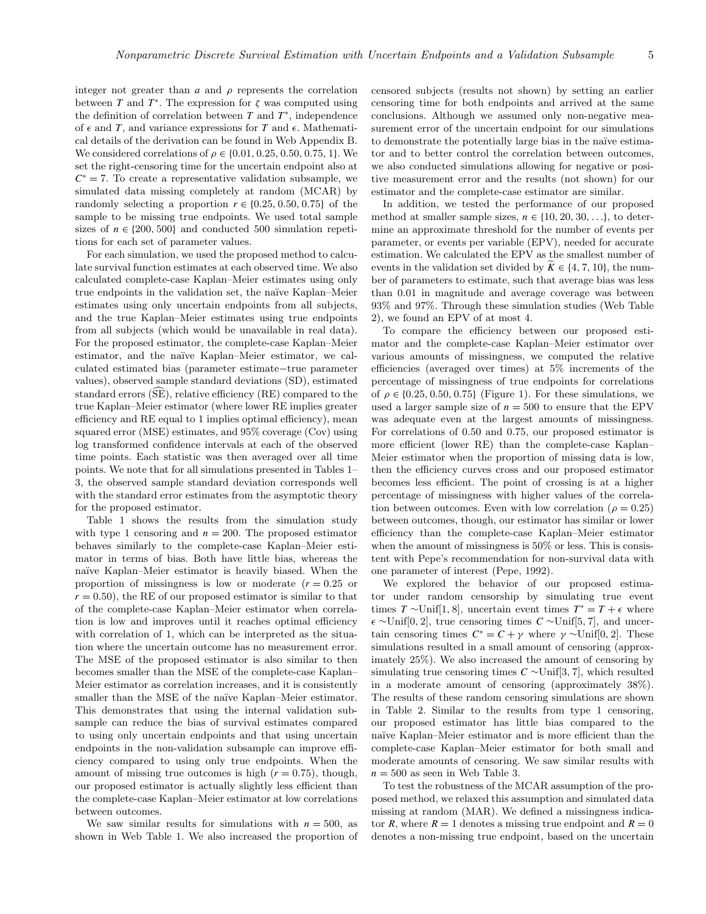integer not greater than $a$ and $\rho$ represents the correlation between $T$ and $T^*$. The expression for $\zeta$ was computed using the definition of correlation between $T$ and $T^*$, independence of $\epsilon$ and $T$, and variance expressions for $T$ and $\epsilon$. Mathematical details of the derivation can be found in Web Appendix B. We considered correlations of $\rho \in \{0.01, 0.25, 0.50, 0.75, 1\}$. We set the right-censoring time for the uncertain endpoint also at $C^* = 7$. To create a representative validation subsample, we simulated data missing completely at random (MCAR) by randomly selecting a proportion $r \in \{0.25, 0.50, 0.75\}$ of the sample to be missing true endpoints. We used total sample sizes of $n \in \{200, 500\}$ and conducted 500 simulation repetitions for each set of parameter values.

For each simulation, we used the proposed method to calculate survival function estimates at each observed time. We also calculated complete-case Kaplan–Meier estimates using only true endpoints in the validation set, the naïve Kaplan–Meier estimates using only uncertain endpoints from all subjects, and the true Kaplan–Meier estimates using true endpoints from all subjects (which would be unavailable in real data). For the proposed estimator, the complete-case Kaplan–Meier estimator, and the naïve Kaplan–Meier estimator, we calculated estimated bias (parameter estimate−true parameter values), observed sample standard deviations (SD), estimated standard errors ($\widehat{\text{SE}}$), relative efficiency (RE) compared to the true Kaplan–Meier estimator (where lower RE implies greater efficiency and RE equal to 1 implies optimal efficiency), mean squared error (MSE) estimates, and 95% coverage (Cov) using log transformed confidence intervals at each of the observed time points. Each statistic was then averaged over all time points. We note that for all simulations presented in Tables 1–3, the observed sample standard deviation corresponds well with the standard error estimates from the asymptotic theory for the proposed estimator.

Table 1 shows the results from the simulation study with type 1 censoring and $n = 200$. The proposed estimator behaves similarly to the complete-case Kaplan–Meier estimator in terms of bias. Both have little bias, whereas the naïve Kaplan–Meier estimator is heavily biased. When the proportion of missingness is low or moderate ($r = 0.25$ or $r = 0.50$), the RE of our proposed estimator is similar to that of the complete-case Kaplan–Meier estimator when correlation is low and improves until it reaches optimal efficiency with correlation of 1, which can be interpreted as the situation where the uncertain outcome has no measurement error. The MSE of the proposed estimator is also similar to then becomes smaller than the MSE of the complete-case Kaplan–Meier estimator as correlation increases, and it is consistently smaller than the MSE of the naïve Kaplan–Meier estimator. This demonstrates that using the internal validation subsample can reduce the bias of survival estimates compared to using only uncertain endpoints and that using uncertain endpoints in the non-validation subsample can improve efficiency compared to using only true endpoints. When the amount of missing true outcomes is high ($r = 0.75$), though, our proposed estimator is actually slightly less efficient than the complete-case Kaplan–Meier estimator at low correlations between outcomes.

We saw similar results for simulations with $n = 500$, as shown in Web Table 1. We also increased the proportion of censored subjects (results not shown) by setting an earlier censoring time for both endpoints and arrived at the same conclusions. Although we assumed only non-negative measurement error of the uncertain endpoint for our simulations to demonstrate the potentially large bias in the naïve estimator and to better control the correlation between outcomes, we also conducted simulations allowing for negative or positive measurement error and the results (not shown) for our estimator and the complete-case estimator are similar.

In addition, we tested the performance of our proposed method at smaller sample sizes, $n \in \{10, 20, 30, \ldots\}$, to determine an approximate threshold for the number of events per parameter, or events per variable (EPV), needed for accurate estimation. We calculated the EPV as the smallest number of events in the validation set divided by $\widetilde{K} \in \{4, 7, 10\}$, the number of parameters to estimate, such that average bias was less than 0.01 in magnitude and average coverage was between 93% and 97%. Through these simulation studies (Web Table 2), we found an EPV of at most 4.

To compare the efficiency between our proposed estimator and the complete-case Kaplan–Meier estimator over various amounts of missingness, we computed the relative efficiencies (averaged over times) at 5% increments of the percentage of missingness of true endpoints for correlations of $\rho \in \{0.25, 0.50, 0.75\}$ (Figure 1). For these simulations, we used a larger sample size of $n = 500$ to ensure that the EPV was adequate even at the largest amounts of missingness. For correlations of 0.50 and 0.75, our proposed estimator is more efficient (lower RE) than the complete-case Kaplan–Meier estimator when the proportion of missing data is low, then the efficiency curves cross and our proposed estimator becomes less efficient. The point of crossing is at a higher percentage of missingness with higher values of the correlation between outcomes. Even with low correlation ($\rho = 0.25$) between outcomes, though, our estimator has similar or lower efficiency than the complete-case Kaplan–Meier estimator when the amount of missingness is 50% or less. This is consistent with Pepe's recommendation for non-survival data with one parameter of interest (Pepe, 1992).

We explored the behavior of our proposed estimator under random censorship by simulating true event times $T \sim \text{Unif}[1, 8]$, uncertain event times $T^* = T + \epsilon$ where $\epsilon \sim \text{Unif}[0, 2]$, true censoring times $C \sim \text{Unif}[5, 7]$, and uncertain censoring times $C^* = C + \gamma$ where $\gamma \sim \text{Unif}[0, 2]$. These simulations resulted in a small amount of censoring (approximately 25%). We also increased the amount of censoring by simulating true censoring times $C \sim \text{Unif}[3, 7]$, which resulted in a moderate amount of censoring (approximately 38%). The results of these random censoring simulations are shown in Table 2. Similar to the results from type 1 censoring, our proposed estimator has little bias compared to the naïve Kaplan–Meier estimator and is more efficient than the complete-case Kaplan–Meier estimator for both small and moderate amounts of censoring. We saw similar results with $n = 500$ as seen in Web Table 3.

To test the robustness of the MCAR assumption of the proposed method, we relaxed this assumption and simulated data missing at random (MAR). We defined a missingness indicator $R$, where $R = 1$ denotes a missing true endpoint and $R = 0$ denotes a non-missing true endpoint, based on the uncertain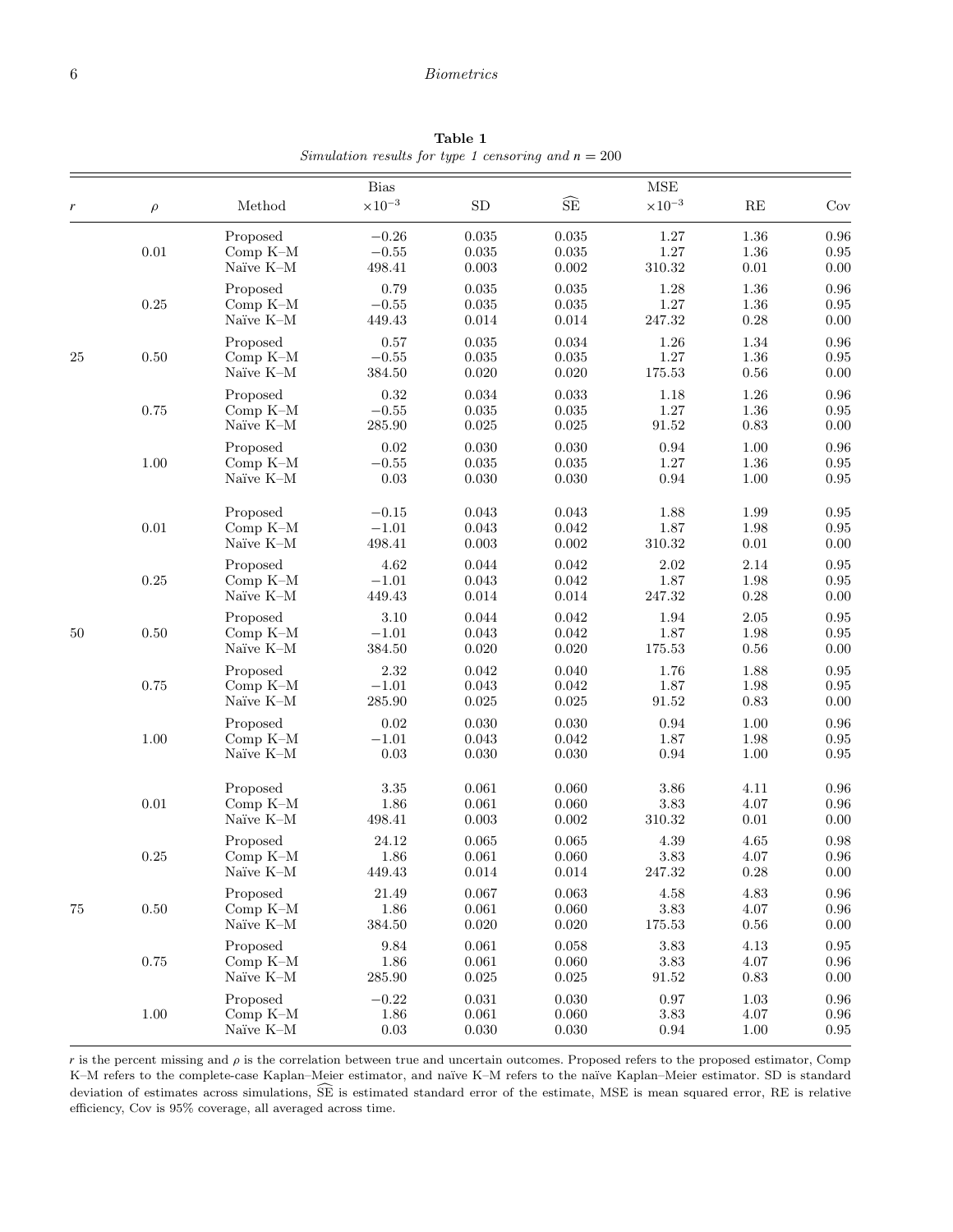**Table 1**

*Simulation results for type 1 censoring and n = 200*

| $r$ | $\rho$ | Method | Bias $\times 10^{-3}$ | SD | $\widehat{\text{SE}}$ | MSE $\times 10^{-3}$ | RE | Cov |
|---|---|---|---|---|---|---|---|---|
| 25 | 0.01 | Proposed | −0.26 | 0.035 | 0.035 | 1.27 | 1.36 | 0.96 |
| | | Comp K–M | −0.55 | 0.035 | 0.035 | 1.27 | 1.36 | 0.95 |
| | | Naïve K–M | 498.41 | 0.003 | 0.002 | 310.32 | 0.01 | 0.00 |
| | 0.25 | Proposed | 0.79 | 0.035 | 0.035 | 1.28 | 1.36 | 0.96 |
| | | Comp K–M | −0.55 | 0.035 | 0.035 | 1.27 | 1.36 | 0.95 |
| | | Naïve K–M | 449.43 | 0.014 | 0.014 | 247.32 | 0.28 | 0.00 |
| | 0.50 | Proposed | 0.57 | 0.035 | 0.034 | 1.26 | 1.34 | 0.96 |
| | | Comp K–M | −0.55 | 0.035 | 0.035 | 1.27 | 1.36 | 0.95 |
| | | Naïve K–M | 384.50 | 0.020 | 0.020 | 175.53 | 0.56 | 0.00 |
| | 0.75 | Proposed | 0.32 | 0.034 | 0.033 | 1.18 | 1.26 | 0.96 |
| | | Comp K–M | −0.55 | 0.035 | 0.035 | 1.27 | 1.36 | 0.95 |
| | | Naïve K–M | 285.90 | 0.025 | 0.025 | 91.52 | 0.83 | 0.00 |
| | 1.00 | Proposed | 0.02 | 0.030 | 0.030 | 0.94 | 1.00 | 0.96 |
| | | Comp K–M | −0.55 | 0.035 | 0.035 | 1.27 | 1.36 | 0.95 |
| | | Naïve K–M | 0.03 | 0.030 | 0.030 | 0.94 | 1.00 | 0.95 |
| 50 | 0.01 | Proposed | −0.15 | 0.043 | 0.043 | 1.88 | 1.99 | 0.95 |
| | | Comp K–M | −1.01 | 0.043 | 0.042 | 1.87 | 1.98 | 0.95 |
| | | Naïve K–M | 498.41 | 0.003 | 0.002 | 310.32 | 0.01 | 0.00 |
| | 0.25 | Proposed | 4.62 | 0.044 | 0.042 | 2.02 | 2.14 | 0.95 |
| | | Comp K–M | −1.01 | 0.043 | 0.042 | 1.87 | 1.98 | 0.95 |
| | | Naïve K–M | 449.43 | 0.014 | 0.014 | 247.32 | 0.28 | 0.00 |
| | 0.50 | Proposed | 3.10 | 0.044 | 0.042 | 1.94 | 2.05 | 0.95 |
| | | Comp K–M | −1.01 | 0.043 | 0.042 | 1.87 | 1.98 | 0.95 |
| | | Naïve K–M | 384.50 | 0.020 | 0.020 | 175.53 | 0.56 | 0.00 |
| | 0.75 | Proposed | 2.32 | 0.042 | 0.040 | 1.76 | 1.88 | 0.95 |
| | | Comp K–M | −1.01 | 0.043 | 0.042 | 1.87 | 1.98 | 0.95 |
| | | Naïve K–M | 285.90 | 0.025 | 0.025 | 91.52 | 0.83 | 0.00 |
| | 1.00 | Proposed | 0.02 | 0.030 | 0.030 | 0.94 | 1.00 | 0.96 |
| | | Comp K–M | −1.01 | 0.043 | 0.042 | 1.87 | 1.98 | 0.95 |
| | | Naïve K–M | 0.03 | 0.030 | 0.030 | 0.94 | 1.00 | 0.95 |
| 75 | 0.01 | Proposed | 3.35 | 0.061 | 0.060 | 3.86 | 4.11 | 0.96 |
| | | Comp K–M | 1.86 | 0.061 | 0.060 | 3.83 | 4.07 | 0.96 |
| | | Naïve K–M | 498.41 | 0.003 | 0.002 | 310.32 | 0.01 | 0.00 |
| | 0.25 | Proposed | 24.12 | 0.065 | 0.065 | 4.39 | 4.65 | 0.98 |
| | | Comp K–M | 1.86 | 0.061 | 0.060 | 3.83 | 4.07 | 0.96 |
| | | Naïve K–M | 449.43 | 0.014 | 0.014 | 247.32 | 0.28 | 0.00 |
| | 0.50 | Proposed | 21.49 | 0.067 | 0.063 | 4.58 | 4.83 | 0.96 |
| | | Comp K–M | 1.86 | 0.061 | 0.060 | 3.83 | 4.07 | 0.96 |
| | | Naïve K–M | 384.50 | 0.020 | 0.020 | 175.53 | 0.56 | 0.00 |
| | 0.75 | Proposed | 9.84 | 0.061 | 0.058 | 3.83 | 4.13 | 0.95 |
| | | Comp K–M | 1.86 | 0.061 | 0.060 | 3.83 | 4.07 | 0.96 |
| | | Naïve K–M | 285.90 | 0.025 | 0.025 | 91.52 | 0.83 | 0.00 |
| | 1.00 | Proposed | −0.22 | 0.031 | 0.030 | 0.97 | 1.03 | 0.96 |
| | | Comp K–M | 1.86 | 0.061 | 0.060 | 3.83 | 4.07 | 0.96 |
| | | Naïve K–M | 0.03 | 0.030 | 0.030 | 0.94 | 1.00 | 0.95 |

$r$ is the percent missing and $\rho$ is the correlation between true and uncertain outcomes. Proposed refers to the proposed estimator, Comp K–M refers to the complete-case Kaplan–Meier estimator, and naïve K–M refers to the naïve Kaplan–Meier estimator. SD is standard deviation of estimates across simulations, $\widehat{\text{SE}}$ is estimated standard error of the estimate, MSE is mean squared error, RE is relative efficiency, Cov is 95% coverage, all averaged across time.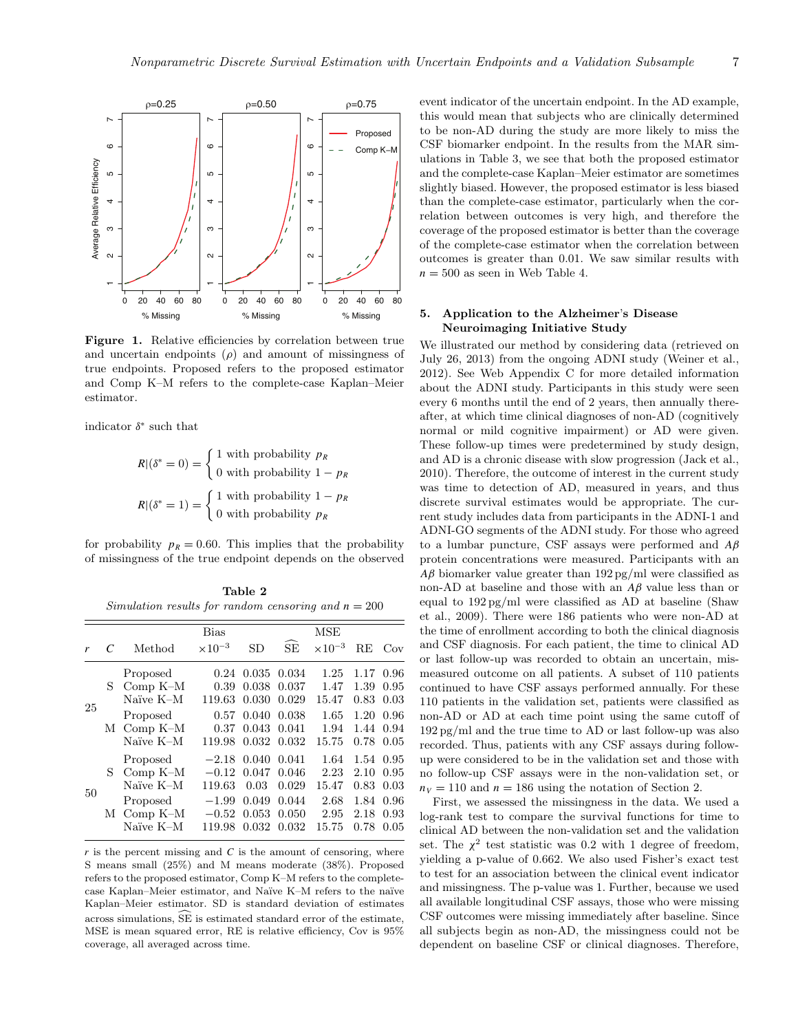**Figure 1.** Relative efficiencies by correlation between true and uncertain endpoints ($\rho$) and amount of missingness of true endpoints. Proposed refers to the proposed estimator and Comp K–M refers to the complete-case Kaplan–Meier estimator.

indicator $\delta^*$ such that

$$R|(\delta^* = 0) = \begin{cases} 1 \text{ with probability } p_R \\ 0 \text{ with probability } 1 - p_R \end{cases}$$

$$R|(\delta^* = 1) = \begin{cases} 1 \text{ with probability } 1 - p_R \\ 0 \text{ with probability } p_R \end{cases}$$

for probability $p_R = 0.60$. This implies that the probability of missingness of the true endpoint depends on the observed event indicator of the uncertain endpoint. In the AD example, this would mean that subjects who are clinically determined to be non-AD during the study are more likely to miss the CSF biomarker endpoint. In the results from the MAR simulations in Table 3, we see that both the proposed estimator and the complete-case Kaplan–Meier estimator are sometimes slightly biased. However, the proposed estimator is less biased than the complete-case estimator, particularly when the correlation between outcomes is very high, and therefore the coverage of the proposed estimator is better than the coverage of the complete-case estimator when the correlation between outcomes is greater than 0.01. We saw similar results with $n = 500$ as seen in Web Table 4.

**Table 2**
*Simulation results for random censoring and $n = 200$*

| $r$ | $C$ | Method | Bias $\times 10^{-3}$ | SD | $\widehat{\text{SE}}$ | MSE $\times 10^{-3}$ | RE | Cov |
|---|---|---|---|---|---|---|---|---|
| 25 | S | Proposed | 0.24 | 0.035 | 0.034 | 1.25 | 1.17 | 0.96 |
| | | Comp K–M | 0.39 | 0.038 | 0.037 | 1.47 | 1.39 | 0.95 |
| | | Naïve K–M | 119.63 | 0.030 | 0.029 | 15.47 | 0.83 | 0.03 |
| | M | Proposed | 0.57 | 0.040 | 0.038 | 1.65 | 1.20 | 0.96 |
| | | Comp K–M | 0.37 | 0.043 | 0.041 | 1.94 | 1.44 | 0.94 |
| | | Naïve K–M | 119.98 | 0.032 | 0.032 | 15.75 | 0.78 | 0.05 |
| 50 | S | Proposed | −2.18 | 0.040 | 0.041 | 1.64 | 1.54 | 0.95 |
| | | Comp K–M | −0.12 | 0.047 | 0.046 | 2.23 | 2.10 | 0.95 |
| | | Naïve K–M | 119.63 | 0.03 | 0.029 | 15.47 | 0.83 | 0.03 |
| | M | Proposed | −1.99 | 0.049 | 0.044 | 2.68 | 1.84 | 0.96 |
| | | Comp K–M | −0.52 | 0.053 | 0.050 | 2.95 | 2.18 | 0.93 |
| | | Naïve K–M | 119.98 | 0.032 | 0.032 | 15.75 | 0.78 | 0.05 |

$r$ is the percent missing and $C$ is the amount of censoring, where S means small (25%) and M means moderate (38%). Proposed refers to the proposed estimator, Comp K–M refers to the complete-case Kaplan–Meier estimator, and Naïve K–M refers to the naïve Kaplan–Meier estimator. SD is standard deviation of estimates across simulations, $\widehat{\text{SE}}$ is estimated standard error of the estimate, MSE is mean squared error, RE is relative efficiency, Cov is 95% coverage, all averaged across time.

## 5. Application to the Alzheimer's Disease Neuroimaging Initiative Study

We illustrated our method by considering data (retrieved on July 26, 2013) from the ongoing ADNI study (Weiner et al., 2012). See Web Appendix C for more detailed information about the ADNI study. Participants in this study were seen every 6 months until the end of 2 years, then annually thereafter, at which time clinical diagnoses of non-AD (cognitively normal or mild cognitive impairment) or AD were given. These follow-up times were predetermined by study design, and AD is a chronic disease with slow progression (Jack et al., 2010). Therefore, the outcome of interest in the current study was time to detection of AD, measured in years, and thus discrete survival estimates would be appropriate. The current study includes data from participants in the ADNI-1 and ADNI-GO segments of the ADNI study. For those who agreed to a lumbar puncture, CSF assays were performed and $A\beta$ protein concentrations were measured. Participants with an $A\beta$ biomarker value greater than 192 pg/ml were classified as non-AD at baseline and those with an $A\beta$ value less than or equal to 192 pg/ml were classified as AD at baseline (Shaw et al., 2009). There were 186 patients who were non-AD at the time of enrollment according to both the clinical diagnosis and CSF diagnosis. For each patient, the time to clinical AD or last follow-up was recorded to obtain an uncertain, mismeasured outcome on all patients. A subset of 110 patients continued to have CSF assays performed annually. For these 110 patients in the validation set, patients were classified as non-AD or AD at each time point using the same cutoff of 192 pg/ml and the true time to AD or last follow-up was also recorded. Thus, patients with any CSF assays during follow-up were considered to be in the validation set and those with no follow-up CSF assays were in the non-validation set, or $n_V = 110$ and $n = 186$ using the notation of Section 2.

First, we assessed the missingness in the data. We used a log-rank test to compare the survival functions for time to clinical AD between the non-validation set and the validation set. The $\chi^2$ test statistic was 0.2 with 1 degree of freedom, yielding a p-value of 0.662. We also used Fisher's exact test to test for an association between the clinical event indicator and missingness. The p-value was 1. Further, because we used all available longitudinal CSF assays, those who were missing CSF outcomes were missing immediately after baseline. Since all subjects begin as non-AD, the missingness could not be dependent on baseline CSF or clinical diagnoses. Therefore,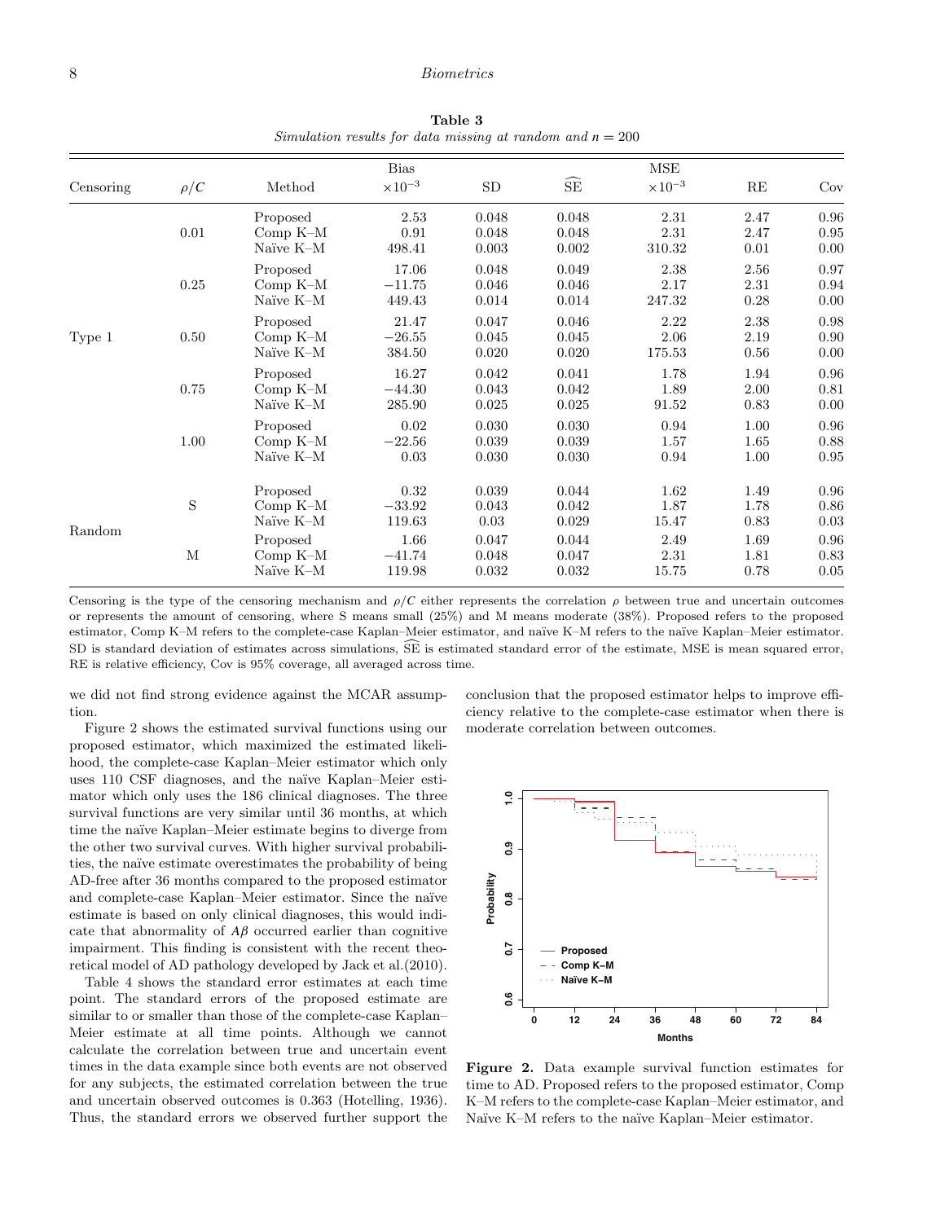**Table 3**
*Simulation results for data missing at random and $n = 200$*

| Censoring | $\rho/C$ | Method | Bias $\times 10^{-3}$ | SD | $\widehat{\text{SE}}$ | MSE $\times 10^{-3}$ | RE | Cov |
|---|---|---|---|---|---|---|---|---|
| Type 1 | 0.01 | Proposed | 2.53 | 0.048 | 0.048 | 2.31 | 2.47 | 0.96 |
| | | Comp K–M | 0.91 | 0.048 | 0.048 | 2.31 | 2.47 | 0.95 |
| | | Naïve K–M | 498.41 | 0.003 | 0.002 | 310.32 | 0.01 | 0.00 |
| | 0.25 | Proposed | 17.06 | 0.048 | 0.049 | 2.38 | 2.56 | 0.97 |
| | | Comp K–M | −11.75 | 0.046 | 0.046 | 2.17 | 2.31 | 0.94 |
| | | Naïve K–M | 449.43 | 0.014 | 0.014 | 247.32 | 0.28 | 0.00 |
| | 0.50 | Proposed | 21.47 | 0.047 | 0.046 | 2.22 | 2.38 | 0.98 |
| | | Comp K–M | −26.55 | 0.045 | 0.045 | 2.06 | 2.19 | 0.90 |
| | | Naïve K–M | 384.50 | 0.020 | 0.020 | 175.53 | 0.56 | 0.00 |
| | 0.75 | Proposed | 16.27 | 0.042 | 0.041 | 1.78 | 1.94 | 0.96 |
| | | Comp K–M | −44.30 | 0.043 | 0.042 | 1.89 | 2.00 | 0.81 |
| | | Naïve K–M | 285.90 | 0.025 | 0.025 | 91.52 | 0.83 | 0.00 |
| | 1.00 | Proposed | 0.02 | 0.030 | 0.030 | 0.94 | 1.00 | 0.96 |
| | | Comp K–M | −22.56 | 0.039 | 0.039 | 1.57 | 1.65 | 0.88 |
| | | Naïve K–M | 0.03 | 0.030 | 0.030 | 0.94 | 1.00 | 0.95 |
| Random | S | Proposed | 0.32 | 0.039 | 0.044 | 1.62 | 1.49 | 0.96 |
| | | Comp K–M | −33.92 | 0.043 | 0.042 | 1.87 | 1.78 | 0.86 |
| | | Naïve K–M | 119.63 | 0.03 | 0.029 | 15.47 | 0.83 | 0.03 |
| | M | Proposed | 1.66 | 0.047 | 0.044 | 2.49 | 1.69 | 0.96 |
| | | Comp K–M | −41.74 | 0.048 | 0.047 | 2.31 | 1.81 | 0.83 |
| | | Naïve K–M | 119.98 | 0.032 | 0.032 | 15.75 | 0.78 | 0.05 |

Censoring is the type of the censoring mechanism and $\rho/C$ either represents the correlation $\rho$ between true and uncertain outcomes or represents the amount of censoring, where S means small (25%) and M means moderate (38%). Proposed refers to the proposed estimator, Comp K–M refers to the complete-case Kaplan–Meier estimator, and naïve K–M refers to the naïve Kaplan–Meier estimator. SD is standard deviation of estimates across simulations, $\widehat{\text{SE}}$ is estimated standard error of the estimate, MSE is mean squared error, RE is relative efficiency, Cov is 95% coverage, all averaged across time.

we did not find strong evidence against the MCAR assumption.

Figure 2 shows the estimated survival functions using our proposed estimator, which maximized the estimated likelihood, the complete-case Kaplan–Meier estimator which only uses 110 CSF diagnoses, and the naïve Kaplan–Meier estimator which only uses the 186 clinical diagnoses. The three survival functions are very similar until 36 months, at which time the naïve Kaplan–Meier estimate begins to diverge from the other two survival curves. With higher survival probabilities, the naïve estimate overestimates the probability of being AD-free after 36 months compared to the proposed estimator and complete-case Kaplan–Meier estimator. Since the naïve estimate is based on only clinical diagnoses, this would indicate that abnormality of $A\beta$ occurred earlier than cognitive impairment. This finding is consistent with the recent theoretical model of AD pathology developed by Jack et al.(2010).

Table 4 shows the standard error estimates at each time point. The standard errors of the proposed estimate are similar to or smaller than those of the complete-case Kaplan–Meier estimate at all time points. Although we cannot calculate the correlation between true and uncertain event times in the data example since both events are not observed for any subjects, the estimated correlation between the true and uncertain observed outcomes is 0.363 (Hotelling, 1936). Thus, the standard errors we observed further support the conclusion that the proposed estimator helps to improve efficiency relative to the complete-case estimator when there is moderate correlation between outcomes.

**Figure 2.** Data example survival function estimates for time to AD. Proposed refers to the proposed estimator, Comp K–M refers to the complete-case Kaplan–Meier estimator, and Naïve K–M refers to the naïve Kaplan–Meier estimator.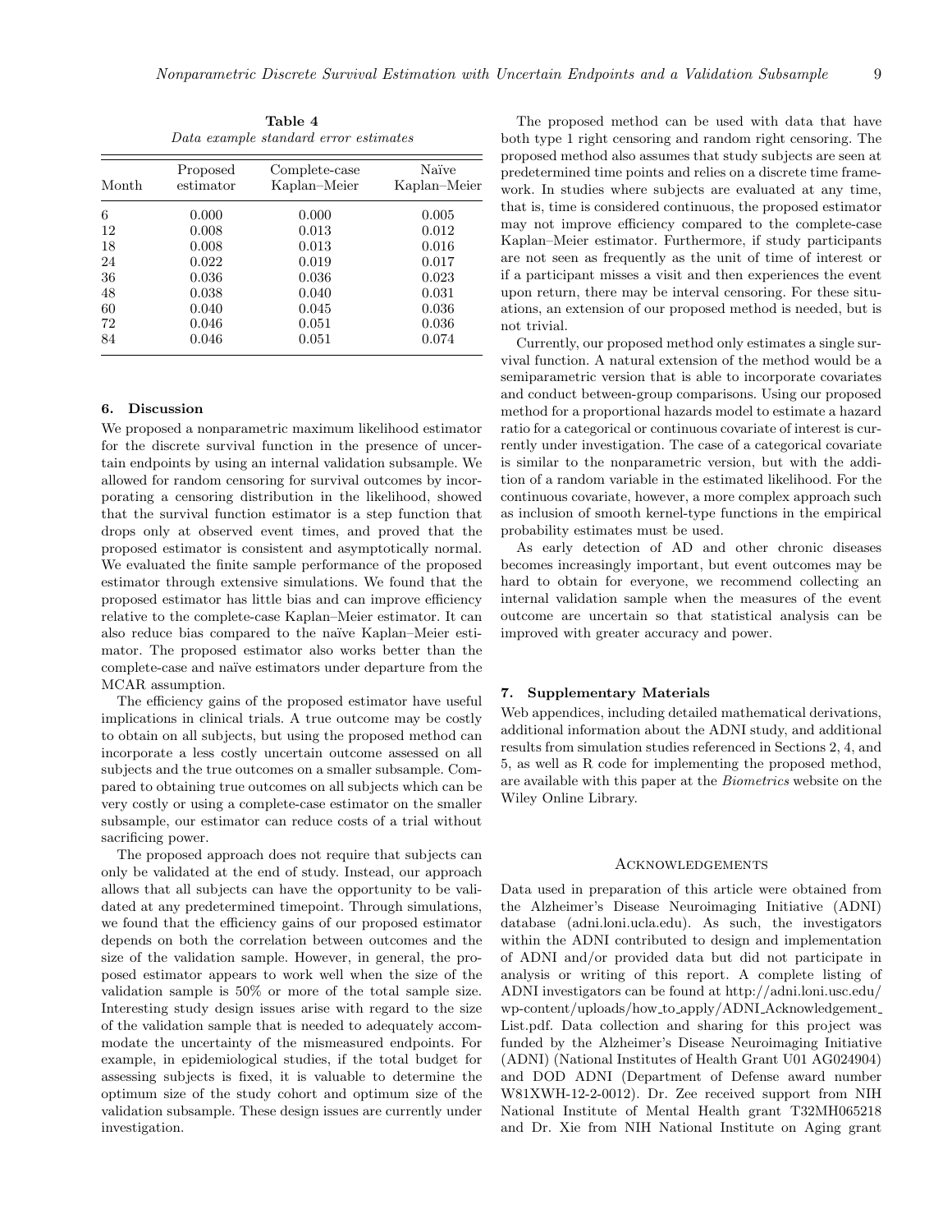**Table 4**
*Data example standard error estimates*

| Month | Proposed estimator | Complete-case Kaplan–Meier | Naïve Kaplan–Meier |
|---|---|---|---|
| 6 | 0.000 | 0.000 | 0.005 |
| 12 | 0.008 | 0.013 | 0.012 |
| 18 | 0.008 | 0.013 | 0.016 |
| 24 | 0.022 | 0.019 | 0.017 |
| 36 | 0.036 | 0.036 | 0.023 |
| 48 | 0.038 | 0.040 | 0.031 |
| 60 | 0.040 | 0.045 | 0.036 |
| 72 | 0.046 | 0.051 | 0.036 |
| 84 | 0.046 | 0.051 | 0.074 |

## 6. Discussion

We proposed a nonparametric maximum likelihood estimator for the discrete survival function in the presence of uncertain endpoints by using an internal validation subsample. We allowed for random censoring for survival outcomes by incorporating a censoring distribution in the likelihood, showed that the survival function estimator is a step function that drops only at observed event times, and proved that the proposed estimator is consistent and asymptotically normal. We evaluated the finite sample performance of the proposed estimator through extensive simulations. We found that the proposed estimator has little bias and can improve efficiency relative to the complete-case Kaplan–Meier estimator. It can also reduce bias compared to the naïve Kaplan–Meier estimator. The proposed estimator also works better than the complete-case and naïve estimators under departure from the MCAR assumption.

The efficiency gains of the proposed estimator have useful implications in clinical trials. A true outcome may be costly to obtain on all subjects, but using the proposed method can incorporate a less costly uncertain outcome assessed on all subjects and the true outcomes on a smaller subsample. Compared to obtaining true outcomes on all subjects which can be very costly or using a complete-case estimator on the smaller subsample, our estimator can reduce costs of a trial without sacrificing power.

The proposed approach does not require that subjects can only be validated at the end of study. Instead, our approach allows that all subjects can have the opportunity to be validated at any predetermined timepoint. Through simulations, we found that the efficiency gains of our proposed estimator depends on both the correlation between outcomes and the size of the validation sample. However, in general, the proposed estimator appears to work well when the size of the validation sample is 50% or more of the total sample size. Interesting study design issues arise with regard to the size of the validation sample that is needed to adequately accommodate the uncertainty of the mismeasured endpoints. For example, in epidemiological studies, if the total budget for assessing subjects is fixed, it is valuable to determine the optimum size of the study cohort and optimum size of the validation subsample. These design issues are currently under investigation.

The proposed method can be used with data that have both type 1 right censoring and random right censoring. The proposed method also assumes that study subjects are seen at predetermined time points and relies on a discrete time framework. In studies where subjects are evaluated at any time, that is, time is considered continuous, the proposed estimator may not improve efficiency compared to the complete-case Kaplan–Meier estimator. Furthermore, if study participants are not seen as frequently as the unit of time of interest or if a participant misses a visit and then experiences the event upon return, there may be interval censoring. For these situations, an extension of our proposed method is needed, but is not trivial.

Currently, our proposed method only estimates a single survival function. A natural extension of the method would be a semiparametric version that is able to incorporate covariates and conduct between-group comparisons. Using our proposed method for a proportional hazards model to estimate a hazard ratio for a categorical or continuous covariate of interest is currently under investigation. The case of a categorical covariate is similar to the nonparametric version, but with the addition of a random variable in the estimated likelihood. For the continuous covariate, however, a more complex approach such as inclusion of smooth kernel-type functions in the empirical probability estimates must be used.

As early detection of AD and other chronic diseases becomes increasingly important, but event outcomes may be hard to obtain for everyone, we recommend collecting an internal validation sample when the measures of the event outcome are uncertain so that statistical analysis can be improved with greater accuracy and power.

## 7. Supplementary Materials

Web appendices, including detailed mathematical derivations, additional information about the ADNI study, and additional results from simulation studies referenced in Sections 2, 4, and 5, as well as R code for implementing the proposed method, are available with this paper at the *Biometrics* website on the Wiley Online Library.

## Acknowledgements

Data used in preparation of this article were obtained from the Alzheimer's Disease Neuroimaging Initiative (ADNI) database (adni.loni.ucla.edu). As such, the investigators within the ADNI contributed to design and implementation of ADNI and/or provided data but did not participate in analysis or writing of this report. A complete listing of ADNI investigators can be found at http://adni.loni.usc.edu/wp-content/uploads/how_to_apply/ADNI_Acknowledgement_List.pdf. Data collection and sharing for this project was funded by the Alzheimer's Disease Neuroimaging Initiative (ADNI) (National Institutes of Health Grant U01 AG024904) and DOD ADNI (Department of Defense award number W81XWH-12-2-0012). Dr. Zee received support from NIH National Institute of Mental Health grant T32MH065218 and Dr. Xie from NIH National Institute on Aging grant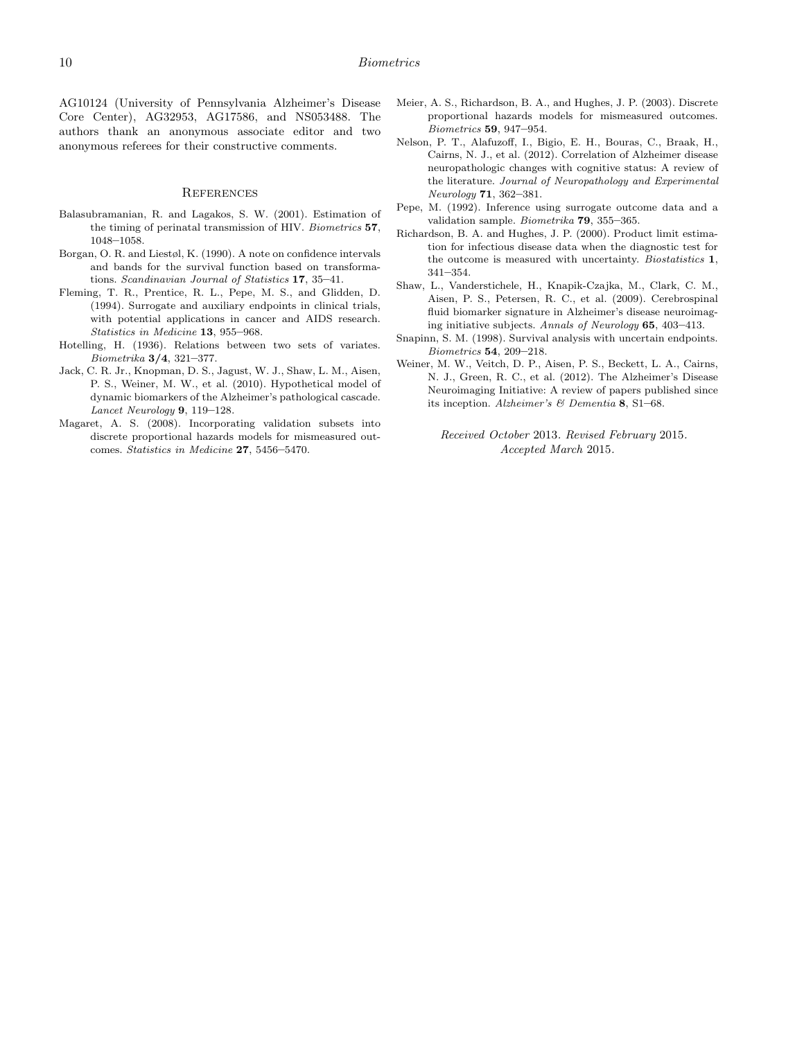AG10124 (University of Pennsylvania Alzheimer's Disease Core Center), AG32953, AG17586, and NS053488. The authors thank an anonymous associate editor and two anonymous referees for their constructive comments.

## References

Balasubramanian, R. and Lagakos, S. W. (2001). Estimation of the timing of perinatal transmission of HIV. *Biometrics* **57**, 1048–1058.

Borgan, O. R. and Liestøl, K. (1990). A note on confidence intervals and bands for the survival function based on transformations. *Scandinavian Journal of Statistics* **17**, 35–41.

Fleming, T. R., Prentice, R. L., Pepe, M. S., and Glidden, D. (1994). Surrogate and auxiliary endpoints in clinical trials, with potential applications in cancer and AIDS research. *Statistics in Medicine* **13**, 955–968.

Hotelling, H. (1936). Relations between two sets of variates. *Biometrika* **3/4**, 321–377.

Jack, C. R. Jr., Knopman, D. S., Jagust, W. J., Shaw, L. M., Aisen, P. S., Weiner, M. W., et al. (2010). Hypothetical model of dynamic biomarkers of the Alzheimer's pathological cascade. *Lancet Neurology* **9**, 119–128.

Magaret, A. S. (2008). Incorporating validation subsets into discrete proportional hazards models for mismeasured outcomes. *Statistics in Medicine* **27**, 5456–5470.

Meier, A. S., Richardson, B. A., and Hughes, J. P. (2003). Discrete proportional hazards models for mismeasured outcomes. *Biometrics* **59**, 947–954.

Nelson, P. T., Alafuzoff, I., Bigio, E. H., Bouras, C., Braak, H., Cairns, N. J., et al. (2012). Correlation of Alzheimer disease neuropathologic changes with cognitive status: A review of the literature. *Journal of Neuropathology and Experimental Neurology* **71**, 362–381.

Pepe, M. (1992). Inference using surrogate outcome data and a validation sample. *Biometrika* **79**, 355–365.

Richardson, B. A. and Hughes, J. P. (2000). Product limit estimation for infectious disease data when the diagnostic test for the outcome is measured with uncertainty. *Biostatistics* **1**, 341–354.

Shaw, L., Vanderstichele, H., Knapik-Czajka, M., Clark, C. M., Aisen, P. S., Petersen, R. C., et al. (2009). Cerebrospinal fluid biomarker signature in Alzheimer's disease neuroimaging initiative subjects. *Annals of Neurology* **65**, 403–413.

Snapinn, S. M. (1998). Survival analysis with uncertain endpoints. *Biometrics* **54**, 209–218.

Weiner, M. W., Veitch, D. P., Aisen, P. S., Beckett, L. A., Cairns, N. J., Green, R. C., et al. (2012). The Alzheimer's Disease Neuroimaging Initiative: A review of papers published since its inception. *Alzheimer's & Dementia* **8**, S1–68.

*Received October* 2013. *Revised February* 2015. *Accepted March* 2015.